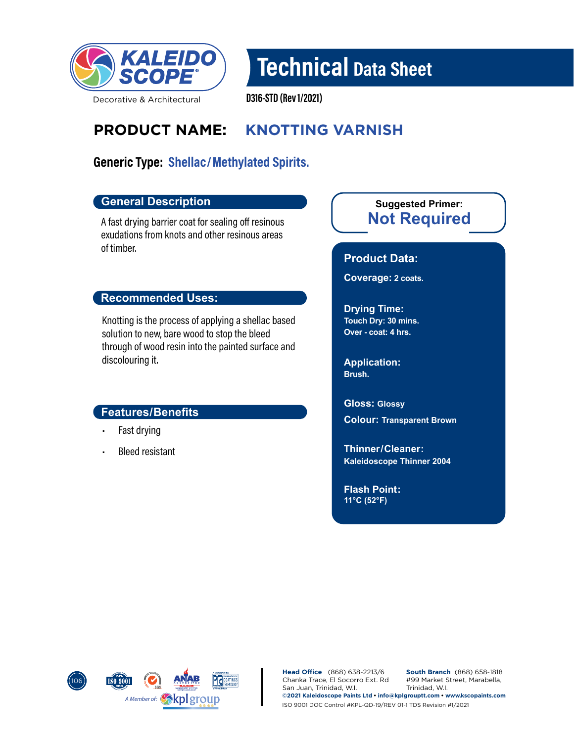KALEIDO SCOPE®

Decorative & Architectural

# Technical Data Sheet

D316-STD (Rev 1/2021)

## PRODUCT NAME: KNOTTING VARNISH

**Generic Type:** Shellac/Methylated Spirits.

### General Description

A fast drying barrier coat for sealing off resinous exudations from knots and other resinous areas of timber.

### Recommended Uses:

Knotting is the process of applying a shellac based solution to new, bare wood to stop the bleed through of wood resin into the painted surface and discolouring it.

### Features/Benefits

- Fast drying
- Bleed resistant

**Suggested Primer:**
**Not Required**

### Product Data:

**Coverage:** 2 coats.

**Drying Time:**
Touch Dry: 30 mins.
Over - coat: 4 hrs.

**Application:**
Brush.

**Gloss:** Glossy

**Colour:** Transparent Brown

**Thinner/Cleaner:**
Kaleidoscope Thinner 2004

**Flash Point:**
11°C (52°F)

A Member of: kpl group

**Head Office** (868) 638-2213/6
Chanka Trace, El Socorro Ext. Rd
San Juan, Trinidad, W.I.

**South Branch** (868) 658-1818
#99 Market Street, Marabella,
Trinidad, W.I.

©2021 Kaleidoscope Paints Ltd • info@kplgrouptt.com • www.kscopaints.com

ISO 9001 DOC Control #KPL-QD-19/REV 01-1 TDS Revision #1/2021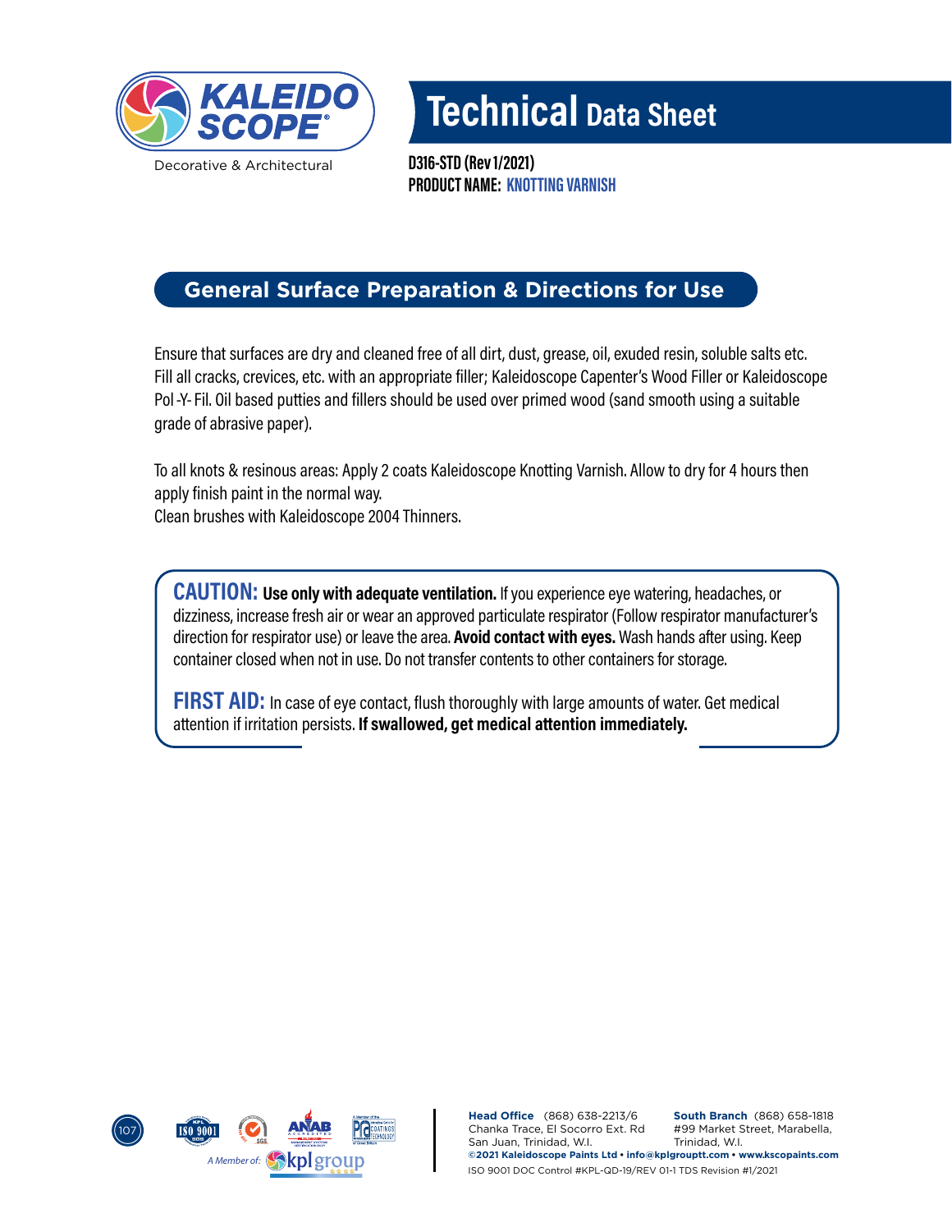# Technical Data Sheet

**D316-STD (Rev 1/2021)**
**PRODUCT NAME: KNOTTING VARNISH**

## General Surface Preparation & Directions for Use

Ensure that surfaces are dry and cleaned free of all dirt, dust, grease, oil, exuded resin, soluble salts etc. Fill all cracks, crevices, etc. with an appropriate filler; Kaleidoscope Capenter's Wood Filler or Kaleidoscope Pol -Y- Fil. Oil based putties and fillers should be used over primed wood (sand smooth using a suitable grade of abrasive paper).

To all knots & resinous areas: Apply 2 coats Kaleidoscope Knotting Varnish. Allow to dry for 4 hours then apply finish paint in the normal way.
Clean brushes with Kaleidoscope 2004 Thinners.

**CAUTION: Use only with adequate ventilation.** If you experience eye watering, headaches, or dizziness, increase fresh air or wear an approved particulate respirator (Follow respirator manufacturer's direction for respirator use) or leave the area. **Avoid contact with eyes.** Wash hands after using. Keep container closed when not in use. Do not transfer contents to other containers for storage.

**FIRST AID:** In case of eye contact, flush thoroughly with large amounts of water. Get medical attention if irritation persists. **If swallowed, get medical attention immediately.**

**Head Office** (868) 638-2213/6
Chanka Trace, El Socorro Ext. Rd
San Juan, Trinidad, W.I.

**South Branch** (868) 658-1818
#99 Market Street, Marabella,
Trinidad, W.I.

**©2021 Kaleidoscope Paints Ltd • info@kplgrouptt.com • www.kscopaints.com**
ISO 9001 DOC Control #KPL-QD-19/REV 01-1 TDS Revision #1/2021